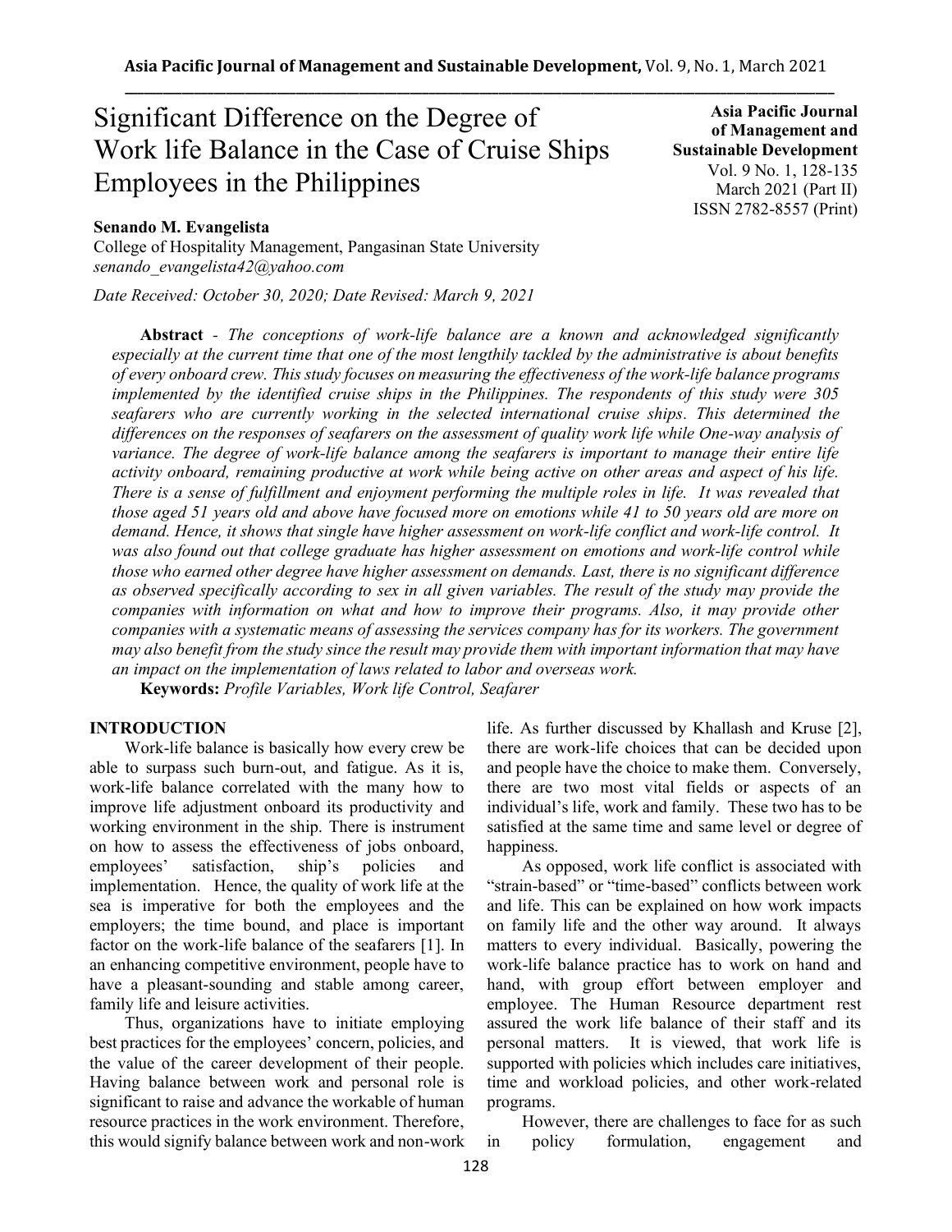# Significant Difference on the Degree of Work life Balance in the Case of Cruise Ships Employees in the Philippines

**Asia Pacific Journal of Management and Sustainable Development**
Vol. 9 No. 1, 128-135
March 2021 (Part II)
ISSN 2782-8557 (Print)

**Senando M. Evangelista**
College of Hospitality Management, Pangasinan State University
*senando_evangelista42@yahoo.com*

*Date Received: October 30, 2020; Date Revised: March 9, 2021*

**Abstract** - *The conceptions of work-life balance are a known and acknowledged significantly especially at the current time that one of the most lengthily tackled by the administrative is about benefits of every onboard crew. This study focuses on measuring the effectiveness of the work-life balance programs implemented by the identified cruise ships in the Philippines. The respondents of this study were 305 seafarers who are currently working in the selected international cruise ships. This determined the differences on the responses of seafarers on the assessment of quality work life while One-way analysis of variance. The degree of work-life balance among the seafarers is important to manage their entire life activity onboard, remaining productive at work while being active on other areas and aspect of his life. There is a sense of fulfillment and enjoyment performing the multiple roles in life. It was revealed that those aged 51 years old and above have focused more on emotions while 41 to 50 years old are more on demand. Hence, it shows that single have higher assessment on work-life conflict and work-life control. It was also found out that college graduate has higher assessment on emotions and work-life control while those who earned other degree have higher assessment on demands. Last, there is no significant difference as observed specifically according to sex in all given variables. The result of the study may provide the companies with information on what and how to improve their programs. Also, it may provide other companies with a systematic means of assessing the services company has for its workers. The government may also benefit from the study since the result may provide them with important information that may have an impact on the implementation of laws related to labor and overseas work.*

**Keywords:** *Profile Variables, Work life Control, Seafarer*

## INTRODUCTION

Work-life balance is basically how every crew be able to surpass such burn-out, and fatigue. As it is, work-life balance correlated with the many how to improve life adjustment onboard its productivity and working environment in the ship. There is instrument on how to assess the effectiveness of jobs onboard, employees' satisfaction, ship's policies and implementation. Hence, the quality of work life at the sea is imperative for both the employees and the employers; the time bound, and place is important factor on the work-life balance of the seafarers [1]. In an enhancing competitive environment, people have to have a pleasant-sounding and stable among career, family life and leisure activities.

Thus, organizations have to initiate employing best practices for the employees' concern, policies, and the value of the career development of their people. Having balance between work and personal role is significant to raise and advance the workable of human resource practices in the work environment. Therefore, this would signify balance between work and non-work life. As further discussed by Khallash and Kruse [2], there are work-life choices that can be decided upon and people have the choice to make them. Conversely, there are two most vital fields or aspects of an individual's life, work and family. These two has to be satisfied at the same time and same level or degree of happiness.

As opposed, work life conflict is associated with "strain-based" or "time-based" conflicts between work and life. This can be explained on how work impacts on family life and the other way around. It always matters to every individual. Basically, powering the work-life balance practice has to work on hand and hand, with group effort between employer and employee. The Human Resource department rest assured the work life balance of their staff and its personal matters. It is viewed, that work life is supported with policies which includes care initiatives, time and workload policies, and other work-related programs.

However, there are challenges to face for as such in policy formulation, engagement and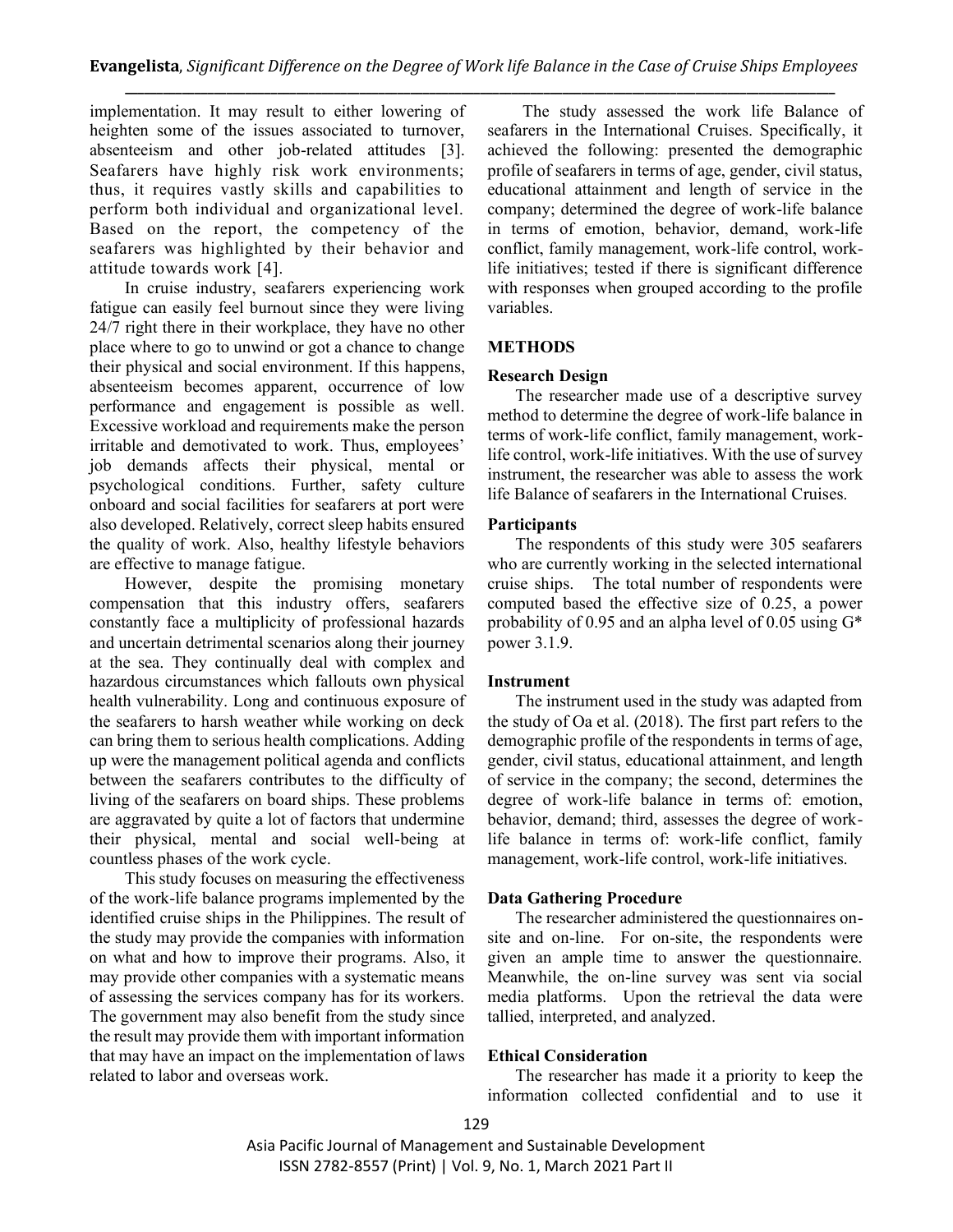implementation. It may result to either lowering of heighten some of the issues associated to turnover, absenteeism and other job-related attitudes [3]. Seafarers have highly risk work environments; thus, it requires vastly skills and capabilities to perform both individual and organizational level. Based on the report, the competency of the seafarers was highlighted by their behavior and attitude towards work [4].

In cruise industry, seafarers experiencing work fatigue can easily feel burnout since they were living 24/7 right there in their workplace, they have no other place where to go to unwind or got a chance to change their physical and social environment. If this happens, absenteeism becomes apparent, occurrence of low performance and engagement is possible as well. Excessive workload and requirements make the person irritable and demotivated to work. Thus, employees' job demands affects their physical, mental or psychological conditions. Further, safety culture onboard and social facilities for seafarers at port were also developed. Relatively, correct sleep habits ensured the quality of work. Also, healthy lifestyle behaviors are effective to manage fatigue.

However, despite the promising monetary compensation that this industry offers, seafarers constantly face a multiplicity of professional hazards and uncertain detrimental scenarios along their journey at the sea. They continually deal with complex and hazardous circumstances which fallouts own physical health vulnerability. Long and continuous exposure of the seafarers to harsh weather while working on deck can bring them to serious health complications. Adding up were the management political agenda and conflicts between the seafarers contributes to the difficulty of living of the seafarers on board ships. These problems are aggravated by quite a lot of factors that undermine their physical, mental and social well-being at countless phases of the work cycle.

This study focuses on measuring the effectiveness of the work-life balance programs implemented by the identified cruise ships in the Philippines. The result of the study may provide the companies with information on what and how to improve their programs. Also, it may provide other companies with a systematic means of assessing the services company has for its workers. The government may also benefit from the study since the result may provide them with important information that may have an impact on the implementation of laws related to labor and overseas work.

The study assessed the work life Balance of seafarers in the International Cruises. Specifically, it achieved the following: presented the demographic profile of seafarers in terms of age, gender, civil status, educational attainment and length of service in the company; determined the degree of work-life balance in terms of emotion, behavior, demand, work-life conflict, family management, work-life control, work-life initiatives; tested if there is significant difference with responses when grouped according to the profile variables.

## METHODS

### Research Design

The researcher made use of a descriptive survey method to determine the degree of work-life balance in terms of work-life conflict, family management, work-life control, work-life initiatives. With the use of survey instrument, the researcher was able to assess the work life Balance of seafarers in the International Cruises.

### Participants

The respondents of this study were 305 seafarers who are currently working in the selected international cruise ships. The total number of respondents were computed based the effective size of 0.25, a power probability of 0.95 and an alpha level of 0.05 using G* power 3.1.9.

### Instrument

The instrument used in the study was adapted from the study of Oa et al. (2018). The first part refers to the demographic profile of the respondents in terms of age, gender, civil status, educational attainment, and length of service in the company; the second, determines the degree of work-life balance in terms of: emotion, behavior, demand; third, assesses the degree of work-life balance in terms of: work-life conflict, family management, work-life control, work-life initiatives.

### Data Gathering Procedure

The researcher administered the questionnaires on-site and on-line. For on-site, the respondents were given an ample time to answer the questionnaire. Meanwhile, the on-line survey was sent via social media platforms. Upon the retrieval the data were tallied, interpreted, and analyzed.

### Ethical Consideration

The researcher has made it a priority to keep the information collected confidential and to use it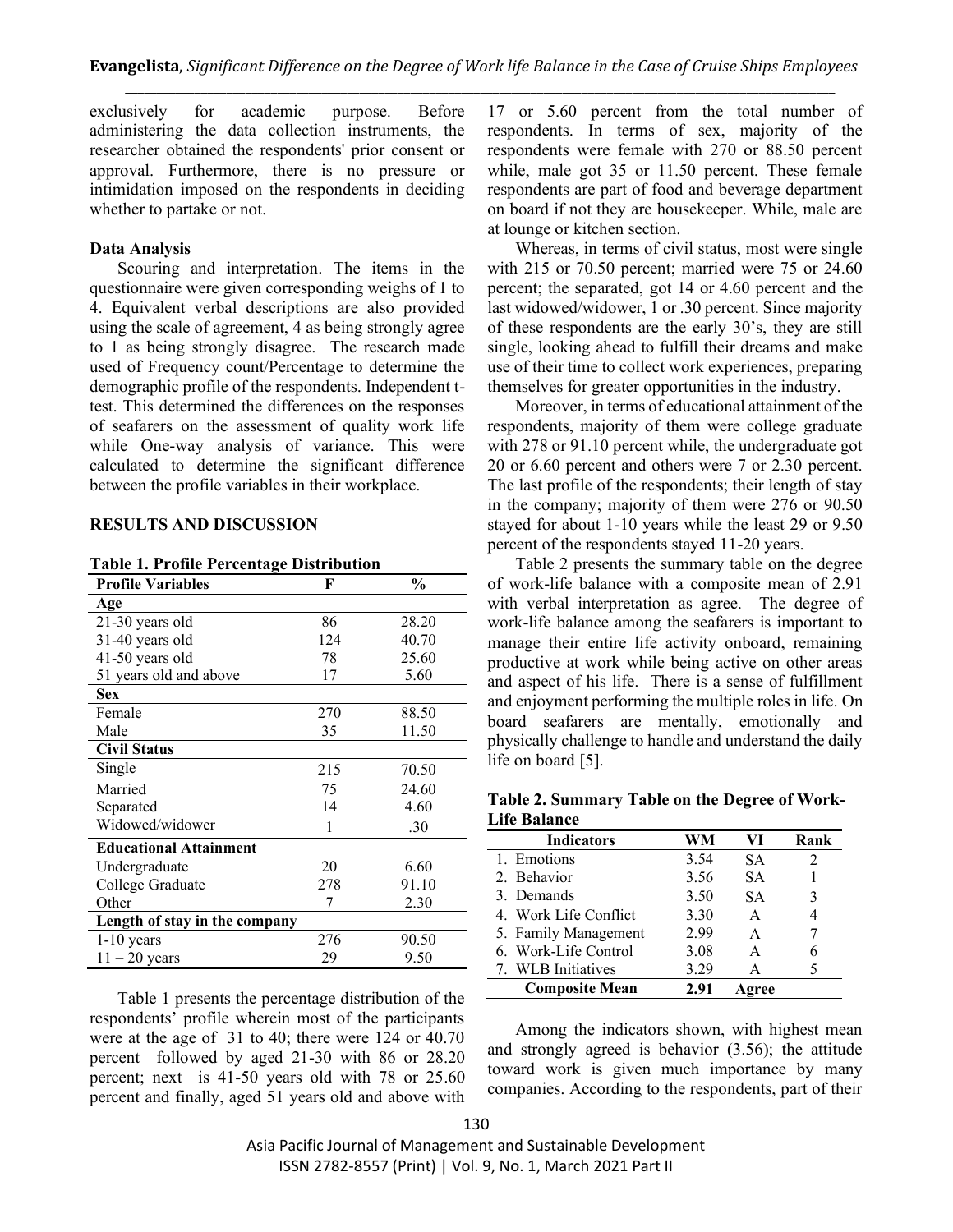exclusively for academic purpose. Before administering the data collection instruments, the researcher obtained the respondents' prior consent or approval. Furthermore, there is no pressure or intimidation imposed on the respondents in deciding whether to partake or not.

**Data Analysis**

Scouring and interpretation. The items in the questionnaire were given corresponding weighs of 1 to 4. Equivalent verbal descriptions are also provided using the scale of agreement, 4 as being strongly agree to 1 as being strongly disagree. The research made used of Frequency count/Percentage to determine the demographic profile of the respondents. Independent t-test. This determined the differences on the responses of seafarers on the assessment of quality work life while One-way analysis of variance. This were calculated to determine the significant difference between the profile variables in their workplace.

## RESULTS AND DISCUSSION

**Table 1. Profile Percentage Distribution**

| Profile Variables | F | % |
|---|---|---|
| **Age** | | |
| 21-30 years old | 86 | 28.20 |
| 31-40 years old | 124 | 40.70 |
| 41-50 years old | 78 | 25.60 |
| 51 years old and above | 17 | 5.60 |
| **Sex** | | |
| Female | 270 | 88.50 |
| Male | 35 | 11.50 |
| **Civil Status** | | |
| Single | 215 | 70.50 |
| Married | 75 | 24.60 |
| Separated | 14 | 4.60 |
| Widowed/widower | 1 | .30 |
| **Educational Attainment** | | |
| Undergraduate | 20 | 6.60 |
| College Graduate | 278 | 91.10 |
| Other | 7 | 2.30 |
| **Length of stay in the company** | | |
| 1-10 years | 276 | 90.50 |
| 11 – 20 years | 29 | 9.50 |

Table 1 presents the percentage distribution of the respondents' profile wherein most of the participants were at the age of 31 to 40; there were 124 or 40.70 percent followed by aged 21-30 with 86 or 28.20 percent; next is 41-50 years old with 78 or 25.60 percent and finally, aged 51 years old and above with 17 or 5.60 percent from the total number of respondents. In terms of sex, majority of the respondents were female with 270 or 88.50 percent while, male got 35 or 11.50 percent. These female respondents are part of food and beverage department on board if not they are housekeeper. While, male are at lounge or kitchen section.

Whereas, in terms of civil status, most were single with 215 or 70.50 percent; married were 75 or 24.60 percent; the separated, got 14 or 4.60 percent and the last widowed/widower, 1 or .30 percent. Since majority of these respondents are the early 30's, they are still single, looking ahead to fulfill their dreams and make use of their time to collect work experiences, preparing themselves for greater opportunities in the industry.

Moreover, in terms of educational attainment of the respondents, majority of them were college graduate with 278 or 91.10 percent while, the undergraduate got 20 or 6.60 percent and others were 7 or 2.30 percent. The last profile of the respondents; their length of stay in the company; majority of them were 276 or 90.50 stayed for about 1-10 years while the least 29 or 9.50 percent of the respondents stayed 11-20 years.

Table 2 presents the summary table on the degree of work-life balance with a composite mean of 2.91 with verbal interpretation as agree. The degree of work-life balance among the seafarers is important to manage their entire life activity onboard, remaining productive at work while being active on other areas and aspect of his life. There is a sense of fulfillment and enjoyment performing the multiple roles in life. On board seafarers are mentally, emotionally and physically challenge to handle and understand the daily life on board [5].

**Table 2. Summary Table on the Degree of Work-Life Balance**

| Indicators | WM | VI | Rank |
|---|---|---|---|
| 1. Emotions | 3.54 | SA | 2 |
| 2. Behavior | 3.56 | SA | 1 |
| 3. Demands | 3.50 | SA | 3 |
| 4. Work Life Conflict | 3.30 | A | 4 |
| 5. Family Management | 2.99 | A | 7 |
| 6. Work-Life Control | 3.08 | A | 6 |
| 7. WLB Initiatives | 3.29 | A | 5 |
| **Composite Mean** | **2.91** | **Agree** | |

Among the indicators shown, with highest mean and strongly agreed is behavior (3.56); the attitude toward work is given much importance by many companies. According to the respondents, part of their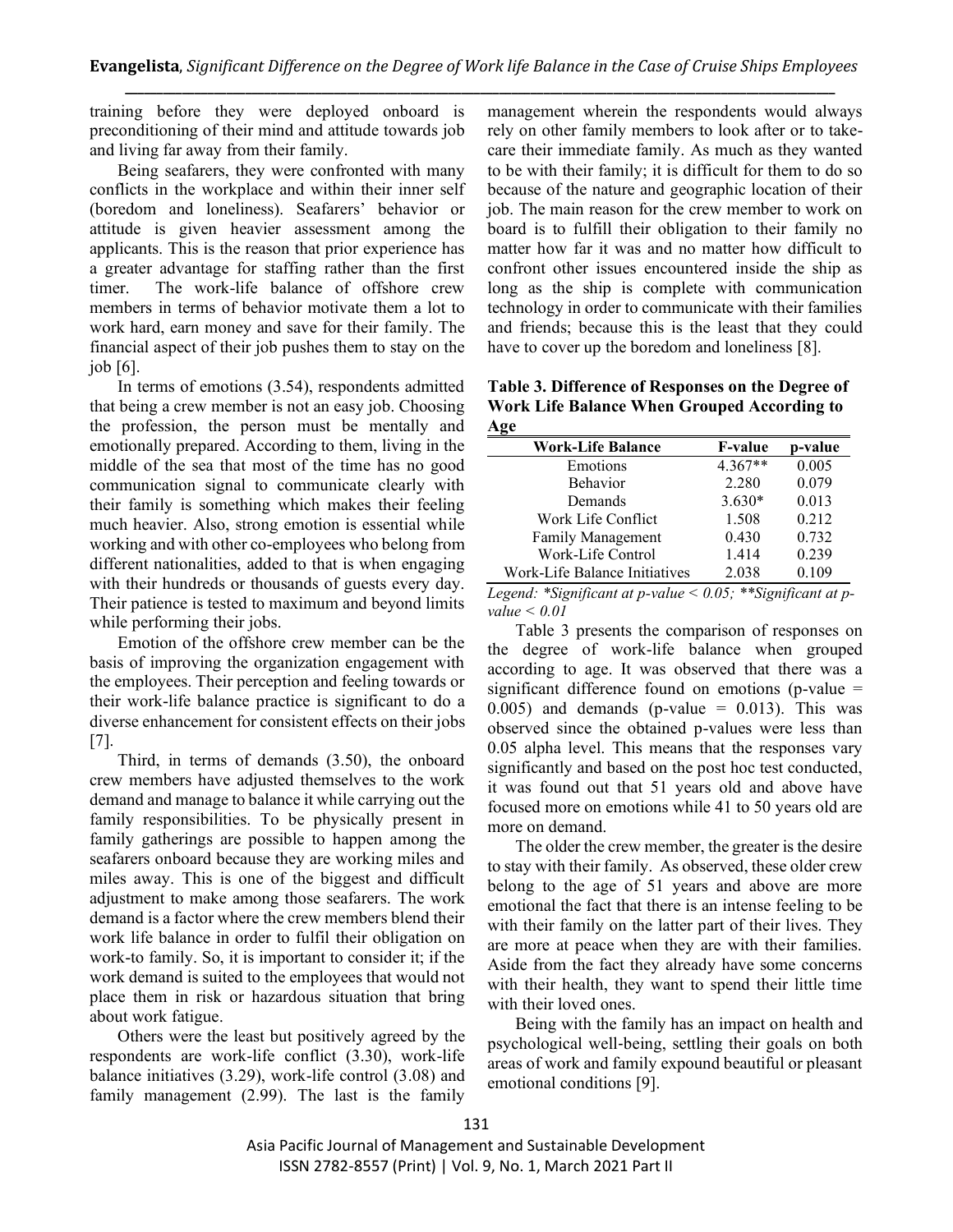training before they were deployed onboard is preconditioning of their mind and attitude towards job and living far away from their family.

Being seafarers, they were confronted with many conflicts in the workplace and within their inner self (boredom and loneliness). Seafarers' behavior or attitude is given heavier assessment among the applicants. This is the reason that prior experience has a greater advantage for staffing rather than the first timer. The work-life balance of offshore crew members in terms of behavior motivate them a lot to work hard, earn money and save for their family. The financial aspect of their job pushes them to stay on the job [6].

In terms of emotions (3.54), respondents admitted that being a crew member is not an easy job. Choosing the profession, the person must be mentally and emotionally prepared. According to them, living in the middle of the sea that most of the time has no good communication signal to communicate clearly with their family is something which makes their feeling much heavier. Also, strong emotion is essential while working and with other co-employees who belong from different nationalities, added to that is when engaging with their hundreds or thousands of guests every day. Their patience is tested to maximum and beyond limits while performing their jobs.

Emotion of the offshore crew member can be the basis of improving the organization engagement with the employees. Their perception and feeling towards or their work-life balance practice is significant to do a diverse enhancement for consistent effects on their jobs [7].

Third, in terms of demands (3.50), the onboard crew members have adjusted themselves to the work demand and manage to balance it while carrying out the family responsibilities. To be physically present in family gatherings are possible to happen among the seafarers onboard because they are working miles and miles away. This is one of the biggest and difficult adjustment to make among those seafarers. The work demand is a factor where the crew members blend their work life balance in order to fulfil their obligation on work-to family. So, it is important to consider it; if the work demand is suited to the employees that would not place them in risk or hazardous situation that bring about work fatigue.

Others were the least but positively agreed by the respondents are work-life conflict (3.30), work-life balance initiatives (3.29), work-life control (3.08) and family management (2.99). The last is the family management wherein the respondents would always rely on other family members to look after or to take-care their immediate family. As much as they wanted to be with their family; it is difficult for them to do so because of the nature and geographic location of their job. The main reason for the crew member to work on board is to fulfill their obligation to their family no matter how far it was and no matter how difficult to confront other issues encountered inside the ship as long as the ship is complete with communication technology in order to communicate with their families and friends; because this is the least that they could have to cover up the boredom and loneliness [8].

**Table 3. Difference of Responses on the Degree of Work Life Balance When Grouped According to Age**

| Work-Life Balance | F-value | p-value |
|---|---|---|
| Emotions | 4.367** | 0.005 |
| Behavior | 2.280 | 0.079 |
| Demands | 3.630* | 0.013 |
| Work Life Conflict | 1.508 | 0.212 |
| Family Management | 0.430 | 0.732 |
| Work-Life Control | 1.414 | 0.239 |
| Work-Life Balance Initiatives | 2.038 | 0.109 |

*Legend: *Significant at p-value < 0.05; **Significant at p-value < 0.01*

Table 3 presents the comparison of responses on the degree of work-life balance when grouped according to age. It was observed that there was a significant difference found on emotions (p-value = 0.005) and demands (p-value = 0.013). This was observed since the obtained p-values were less than 0.05 alpha level. This means that the responses vary significantly and based on the post hoc test conducted, it was found out that 51 years old and above have focused more on emotions while 41 to 50 years old are more on demand.

The older the crew member, the greater is the desire to stay with their family. As observed, these older crew belong to the age of 51 years and above are more emotional the fact that there is an intense feeling to be with their family on the latter part of their lives. They are more at peace when they are with their families. Aside from the fact they already have some concerns with their health, they want to spend their little time with their loved ones.

Being with the family has an impact on health and psychological well-being, settling their goals on both areas of work and family expound beautiful or pleasant emotional conditions [9].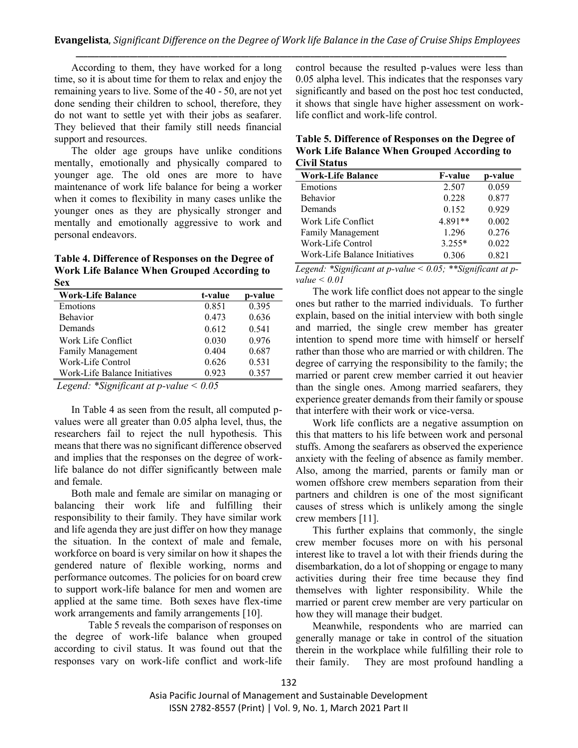According to them, they have worked for a long time, so it is about time for them to relax and enjoy the remaining years to live. Some of the 40 - 50, are not yet done sending their children to school, therefore, they do not want to settle yet with their jobs as seafarer. They believed that their family still needs financial support and resources.

The older age groups have unlike conditions mentally, emotionally and physically compared to younger age. The old ones are more to have maintenance of work life balance for being a worker when it comes to flexibility in many cases unlike the younger ones as they are physically stronger and mentally and emotionally aggressive to work and personal endeavors.

**Table 4. Difference of Responses on the Degree of Work Life Balance When Grouped According to Sex**

| Work-Life Balance | t-value | p-value |
|---|---|---|
| Emotions | 0.851 | 0.395 |
| Behavior | 0.473 | 0.636 |
| Demands | 0.612 | 0.541 |
| Work Life Conflict | 0.030 | 0.976 |
| Family Management | 0.404 | 0.687 |
| Work-Life Control | 0.626 | 0.531 |
| Work-Life Balance Initiatives | 0.923 | 0.357 |

*Legend: *Significant at p-value < 0.05*

In Table 4 as seen from the result, all computed p-values were all greater than 0.05 alpha level, thus, the researchers fail to reject the null hypothesis. This means that there was no significant difference observed and implies that the responses on the degree of work-life balance do not differ significantly between male and female.

Both male and female are similar on managing or balancing their work life and fulfilling their responsibility to their family. They have similar work and life agenda they are just differ on how they manage the situation. In the context of male and female, workforce on board is very similar on how it shapes the gendered nature of flexible working, norms and performance outcomes. The policies for on board crew to support work-life balance for men and women are applied at the same time. Both sexes have flex-time work arrangements and family arrangements [10].

Table 5 reveals the comparison of responses on the degree of work-life balance when grouped according to civil status. It was found out that the responses vary on work-life conflict and work-life control because the resulted p-values were less than 0.05 alpha level. This indicates that the responses vary significantly and based on the post hoc test conducted, it shows that single have higher assessment on work-life conflict and work-life control.

**Table 5. Difference of Responses on the Degree of Work Life Balance When Grouped According to Civil Status**

| Work-Life Balance | F-value | p-value |
|---|---|---|
| Emotions | 2.507 | 0.059 |
| Behavior | 0.228 | 0.877 |
| Demands | 0.152 | 0.929 |
| Work Life Conflict | 4.891** | 0.002 |
| Family Management | 1.296 | 0.276 |
| Work-Life Control | 3.255* | 0.022 |
| Work-Life Balance Initiatives | 0.306 | 0.821 |

*Legend: *Significant at p-value < 0.05; **Significant at p-value < 0.01*

The work life conflict does not appear to the single ones but rather to the married individuals. To further explain, based on the initial interview with both single and married, the single crew member has greater intention to spend more time with himself or herself rather than those who are married or with children. The degree of carrying the responsibility to the family; the married or parent crew member carried it out heavier than the single ones. Among married seafarers, they experience greater demands from their family or spouse that interfere with their work or vice-versa.

Work life conflicts are a negative assumption on this that matters to his life between work and personal stuffs. Among the seafarers as observed the experience anxiety with the feeling of absence as family member. Also, among the married, parents or family man or women offshore crew members separation from their partners and children is one of the most significant causes of stress which is unlikely among the single crew members [11].

This further explains that commonly, the single crew member focuses more on with his personal interest like to travel a lot with their friends during the disembarkation, do a lot of shopping or engage to many activities during their free time because they find themselves with lighter responsibility. While the married or parent crew member are very particular on how they will manage their budget.

Meanwhile, respondents who are married can generally manage or take in control of the situation therein in the workplace while fulfilling their role to their family. They are most profound handling a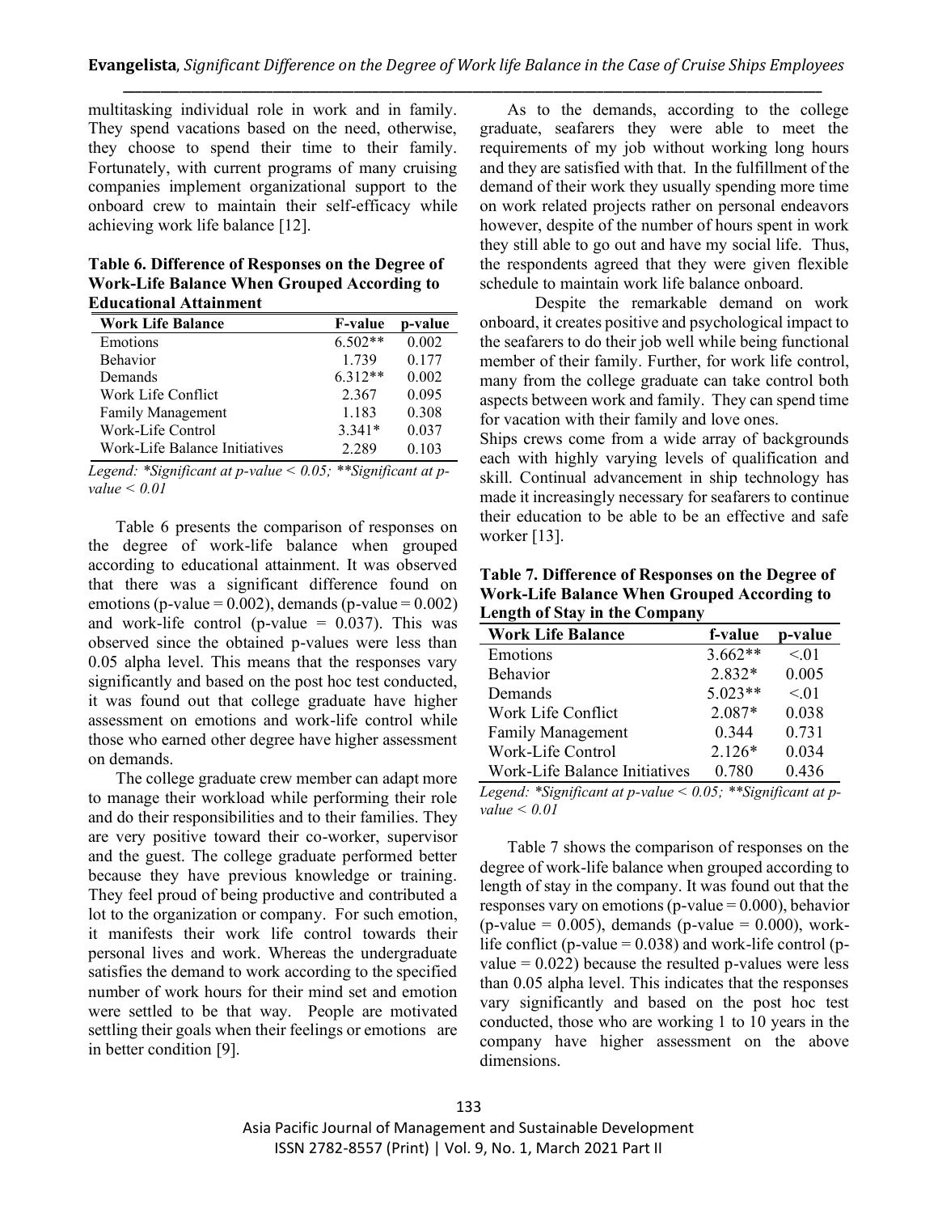multitasking individual role in work and in family. They spend vacations based on the need, otherwise, they choose to spend their time to their family. Fortunately, with current programs of many cruising companies implement organizational support to the onboard crew to maintain their self-efficacy while achieving work life balance [12].

**Table 6. Difference of Responses on the Degree of Work-Life Balance When Grouped According to Educational Attainment**

| Work Life Balance | F-value | p-value |
|---|---|---|
| Emotions | 6.502** | 0.002 |
| Behavior | 1.739 | 0.177 |
| Demands | 6.312** | 0.002 |
| Work Life Conflict | 2.367 | 0.095 |
| Family Management | 1.183 | 0.308 |
| Work-Life Control | 3.341* | 0.037 |
| Work-Life Balance Initiatives | 2.289 | 0.103 |

*Legend: *Significant at p-value < 0.05; **Significant at p-value < 0.01*

Table 6 presents the comparison of responses on the degree of work-life balance when grouped according to educational attainment. It was observed that there was a significant difference found on emotions (p-value = 0.002), demands (p-value = 0.002) and work-life control (p-value = 0.037). This was observed since the obtained p-values were less than 0.05 alpha level. This means that the responses vary significantly and based on the post hoc test conducted, it was found out that college graduate have higher assessment on emotions and work-life control while those who earned other degree have higher assessment on demands.

The college graduate crew member can adapt more to manage their workload while performing their role and do their responsibilities and to their families. They are very positive toward their co-worker, supervisor and the guest. The college graduate performed better because they have previous knowledge or training. They feel proud of being productive and contributed a lot to the organization or company. For such emotion, it manifests their work life control towards their personal lives and work. Whereas the undergraduate satisfies the demand to work according to the specified number of work hours for their mind set and emotion were settled to be that way. People are motivated settling their goals when their feelings or emotions are in better condition [9].

As to the demands, according to the college graduate, seafarers they were able to meet the requirements of my job without working long hours and they are satisfied with that. In the fulfillment of the demand of their work they usually spending more time on work related projects rather on personal endeavors however, despite of the number of hours spent in work they still able to go out and have my social life. Thus, the respondents agreed that they were given flexible schedule to maintain work life balance onboard.

Despite the remarkable demand on work onboard, it creates positive and psychological impact to the seafarers to do their job well while being functional member of their family. Further, for work life control, many from the college graduate can take control both aspects between work and family. They can spend time for vacation with their family and love ones.

Ships crews come from a wide array of backgrounds each with highly varying levels of qualification and skill. Continual advancement in ship technology has made it increasingly necessary for seafarers to continue their education to be able to be an effective and safe worker [13].

**Table 7. Difference of Responses on the Degree of Work-Life Balance When Grouped According to Length of Stay in the Company**

| Work Life Balance | f-value | p-value |
|---|---|---|
| Emotions | 3.662** | <.01 |
| Behavior | 2.832* | 0.005 |
| Demands | 5.023** | <.01 |
| Work Life Conflict | 2.087* | 0.038 |
| Family Management | 0.344 | 0.731 |
| Work-Life Control | 2.126* | 0.034 |
| Work-Life Balance Initiatives | 0.780 | 0.436 |

*Legend: *Significant at p-value < 0.05; **Significant at p-value < 0.01*

Table 7 shows the comparison of responses on the degree of work-life balance when grouped according to length of stay in the company. It was found out that the responses vary on emotions (p-value = 0.000), behavior (p-value = 0.005), demands (p-value = 0.000), work-life conflict (p-value = 0.038) and work-life control (p-value = 0.022) because the resulted p-values were less than 0.05 alpha level. This indicates that the responses vary significantly and based on the post hoc test conducted, those who are working 1 to 10 years in the company have higher assessment on the above dimensions.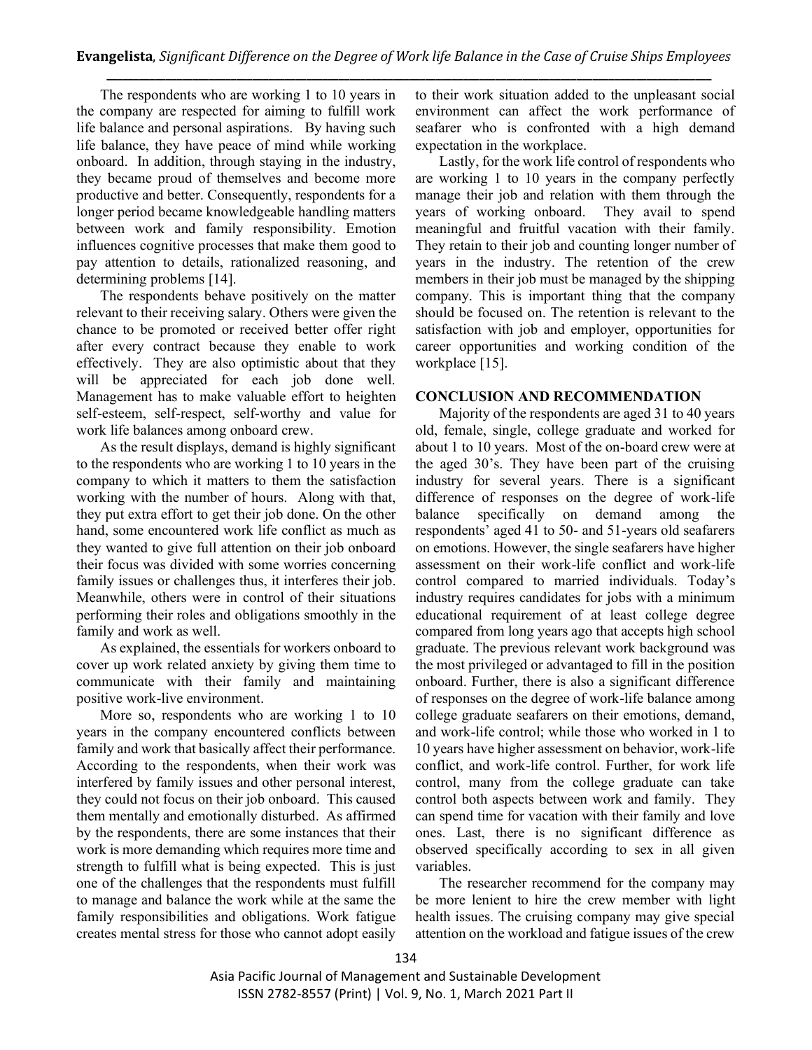The respondents who are working 1 to 10 years in the company are respected for aiming to fulfill work life balance and personal aspirations. By having such life balance, they have peace of mind while working onboard. In addition, through staying in the industry, they became proud of themselves and become more productive and better. Consequently, respondents for a longer period became knowledgeable handling matters between work and family responsibility. Emotion influences cognitive processes that make them good to pay attention to details, rationalized reasoning, and determining problems [14].

The respondents behave positively on the matter relevant to their receiving salary. Others were given the chance to be promoted or received better offer right after every contract because they enable to work effectively. They are also optimistic about that they will be appreciated for each job done well. Management has to make valuable effort to heighten self-esteem, self-respect, self-worthy and value for work life balances among onboard crew.

As the result displays, demand is highly significant to the respondents who are working 1 to 10 years in the company to which it matters to them the satisfaction working with the number of hours. Along with that, they put extra effort to get their job done. On the other hand, some encountered work life conflict as much as they wanted to give full attention on their job onboard their focus was divided with some worries concerning family issues or challenges thus, it interferes their job. Meanwhile, others were in control of their situations performing their roles and obligations smoothly in the family and work as well.

As explained, the essentials for workers onboard to cover up work related anxiety by giving them time to communicate with their family and maintaining positive work-live environment.

More so, respondents who are working 1 to 10 years in the company encountered conflicts between family and work that basically affect their performance. According to the respondents, when their work was interfered by family issues and other personal interest, they could not focus on their job onboard. This caused them mentally and emotionally disturbed. As affirmed by the respondents, there are some instances that their work is more demanding which requires more time and strength to fulfill what is being expected. This is just one of the challenges that the respondents must fulfill to manage and balance the work while at the same the family responsibilities and obligations. Work fatigue creates mental stress for those who cannot adopt easily to their work situation added to the unpleasant social environment can affect the work performance of seafarer who is confronted with a high demand expectation in the workplace.

Lastly, for the work life control of respondents who are working 1 to 10 years in the company perfectly manage their job and relation with them through the years of working onboard. They avail to spend meaningful and fruitful vacation with their family. They retain to their job and counting longer number of years in the industry. The retention of the crew members in their job must be managed by the shipping company. This is important thing that the company should be focused on. The retention is relevant to the satisfaction with job and employer, opportunities for career opportunities and working condition of the workplace [15].

## CONCLUSION AND RECOMMENDATION

Majority of the respondents are aged 31 to 40 years old, female, single, college graduate and worked for about 1 to 10 years. Most of the on-board crew were at the aged 30's. They have been part of the cruising industry for several years. There is a significant difference of responses on the degree of work-life balance specifically on demand among the respondents' aged 41 to 50- and 51-years old seafarers on emotions. However, the single seafarers have higher assessment on their work-life conflict and work-life control compared to married individuals. Today's industry requires candidates for jobs with a minimum educational requirement of at least college degree compared from long years ago that accepts high school graduate. The previous relevant work background was the most privileged or advantaged to fill in the position onboard. Further, there is also a significant difference of responses on the degree of work-life balance among college graduate seafarers on their emotions, demand, and work-life control; while those who worked in 1 to 10 years have higher assessment on behavior, work-life conflict, and work-life control. Further, for work life control, many from the college graduate can take control both aspects between work and family. They can spend time for vacation with their family and love ones. Last, there is no significant difference as observed specifically according to sex in all given variables.

The researcher recommend for the company may be more lenient to hire the crew member with light health issues. The cruising company may give special attention on the workload and fatigue issues of the crew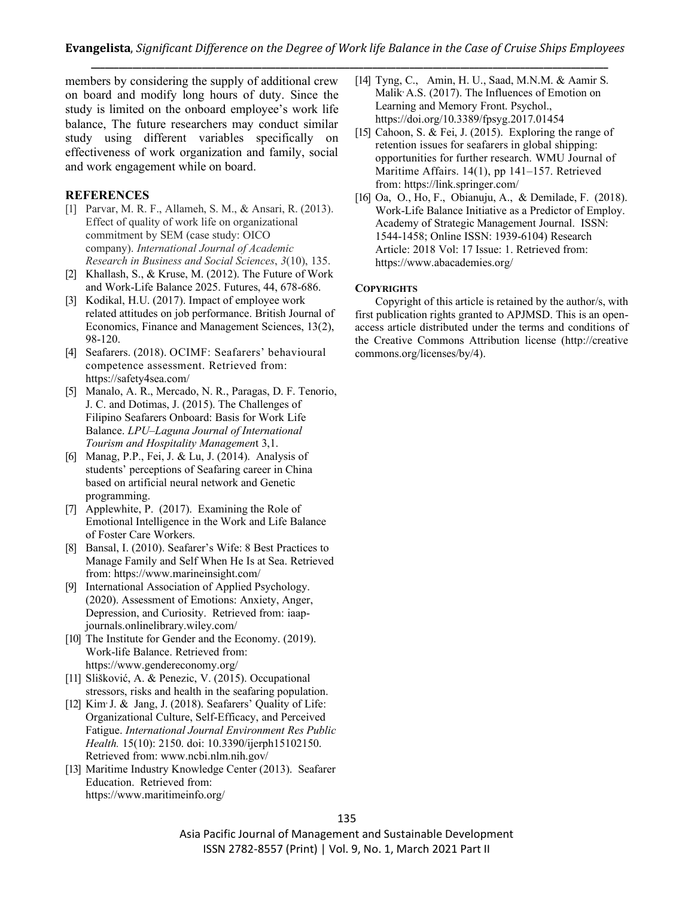members by considering the supply of additional crew on board and modify long hours of duty. Since the study is limited on the onboard employee's work life balance, The future researchers may conduct similar study using different variables specifically on effectiveness of work organization and family, social and work engagement while on board.

## REFERENCES

[1] Parvar, M. R. F., Allameh, S. M., & Ansari, R. (2013). Effect of quality of work life on organizational commitment by SEM (case study: OICO company). *International Journal of Academic Research in Business and Social Sciences*, *3*(10), 135.

[2] Khallash, S., & Kruse, M. (2012). The Future of Work and Work-Life Balance 2025. Futures, 44, 678-686.

[3] Kodikal, H.U. (2017). Impact of employee work related attitudes on job performance. British Journal of Economics, Finance and Management Sciences, 13(2), 98-120.

[4] Seafarers. (2018). OCIMF: Seafarers' behavioural competence assessment. Retrieved from: https://safety4sea.com/

[5] Manalo, A. R., Mercado, N. R., Paragas, D. F. Tenorio, J. C. and Dotimas, J. (2015). The Challenges of Filipino Seafarers Onboard: Basis for Work Life Balance. *LPU–Laguna Journal of International Tourism and Hospitality Managemen*t 3,1.

[6] Manag, P.P., Fei, J. & Lu, J. (2014). Analysis of students' perceptions of Seafaring career in China based on artificial neural network and Genetic programming.

[7] Applewhite, P. (2017). Examining the Role of Emotional Intelligence in the Work and Life Balance of Foster Care Workers.

[8] Bansal, I. (2010). Seafarer's Wife: 8 Best Practices to Manage Family and Self When He Is at Sea. Retrieved from: https://www.marineinsight.com/

[9] International Association of Applied Psychology. (2020). Assessment of Emotions: Anxiety, Anger, Depression, and Curiosity. Retrieved from: iaap-journals.onlinelibrary.wiley.com/

[10] The Institute for Gender and the Economy. (2019). Work-life Balance. Retrieved from: https://www.gendereconomy.org/

[11] Slišković, A. & Penezic, V. (2015). Occupational stressors, risks and health in the seafaring population.

[12] Kim, J. & Jang, J. (2018). Seafarers' Quality of Life: Organizational Culture, Self-Efficacy, and Perceived Fatigue. *International Journal Environment Res Public Health.* 15(10): 2150. doi: 10.3390/ijerph15102150. Retrieved from: www.ncbi.nlm.nih.gov/

[13] Maritime Industry Knowledge Center (2013). Seafarer Education. Retrieved from: https://www.maritimeinfo.org/

[14] Tyng, C., Amin, H. U., Saad, M.N.M. & Aamir S. Malik, A.S. (2017). The Influences of Emotion on Learning and Memory Front. Psychol., https://doi.org/10.3389/fpsyg.2017.01454

[15] Cahoon, S. & Fei, J. (2015). Exploring the range of retention issues for seafarers in global shipping: opportunities for further research. WMU Journal of Maritime Affairs. 14(1), pp 141–157. Retrieved from: https://link.springer.com/

[16] Oa, O., Ho, F., Obianuju, A., & Demilade, F. (2018). Work-Life Balance Initiative as a Predictor of Employ. Academy of Strategic Management Journal. ISSN: 1544-1458; Online ISSN: 1939-6104) Research Article: 2018 Vol: 17 Issue: 1. Retrieved from: https://www.abacademies.org/

### COPYRIGHTS

Copyright of this article is retained by the author/s, with first publication rights granted to APJMSD. This is an open-access article distributed under the terms and conditions of the Creative Commons Attribution license (http://creative commons.org/licenses/by/4).